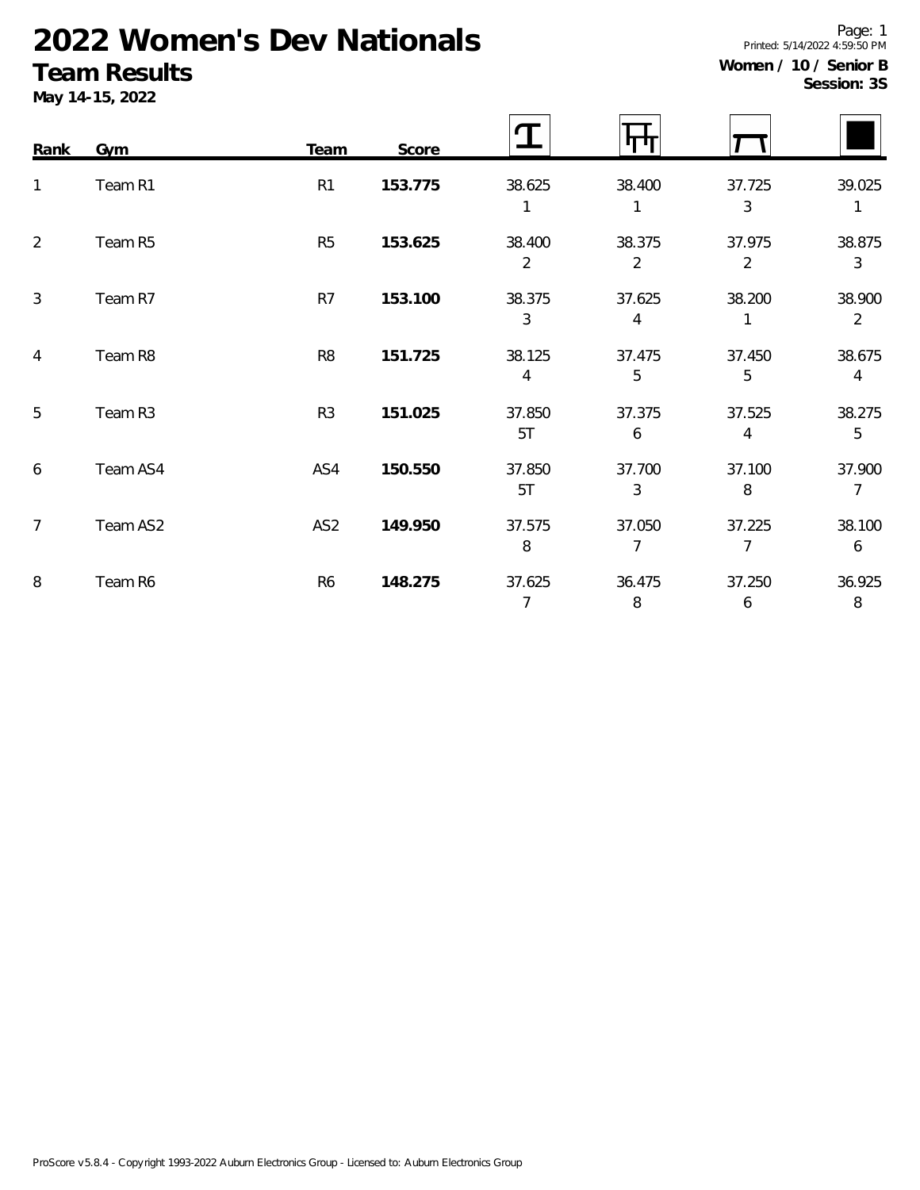# 2022 Women's Dev Nationals

## Team Results

**May 14-15, 2022**

Printed: 5/14/2022 4:59:50 PM

**Women / 10 / Senior B**
**Session: 3S**

| Rank | Gym | Team | Score | Vault | Bars | Beam | Floor |
|---|---|---|---|---|---|---|---|
| 1 | Team R1 | R1 | **153.775** | 38.625<br>1 | 38.400<br>1 | 37.725<br>3 | 39.025<br>1 |
| 2 | Team R5 | R5 | **153.625** | 38.400<br>2 | 38.375<br>2 | 37.975<br>2 | 38.875<br>3 |
| 3 | Team R7 | R7 | **153.100** | 38.375<br>3 | 37.625<br>4 | 38.200<br>1 | 38.900<br>2 |
| 4 | Team R8 | R8 | **151.725** | 38.125<br>4 | 37.475<br>5 | 37.450<br>5 | 38.675<br>4 |
| 5 | Team R3 | R3 | **151.025** | 37.850<br>5T | 37.375<br>6 | 37.525<br>4 | 38.275<br>5 |
| 6 | Team AS4 | AS4 | **150.550** | 37.850<br>5T | 37.700<br>3 | 37.100<br>8 | 37.900<br>7 |
| 7 | Team AS2 | AS2 | **149.950** | 37.575<br>8 | 37.050<br>7 | 37.225<br>7 | 38.100<br>6 |
| 8 | Team R6 | R6 | **148.275** | 37.625<br>7 | 36.475<br>8 | 37.250<br>6 | 36.925<br>8 |

ProScore v5.8.4 - Copyright 1993-2022 Auburn Electronics Group - Licensed to: Auburn Electronics Group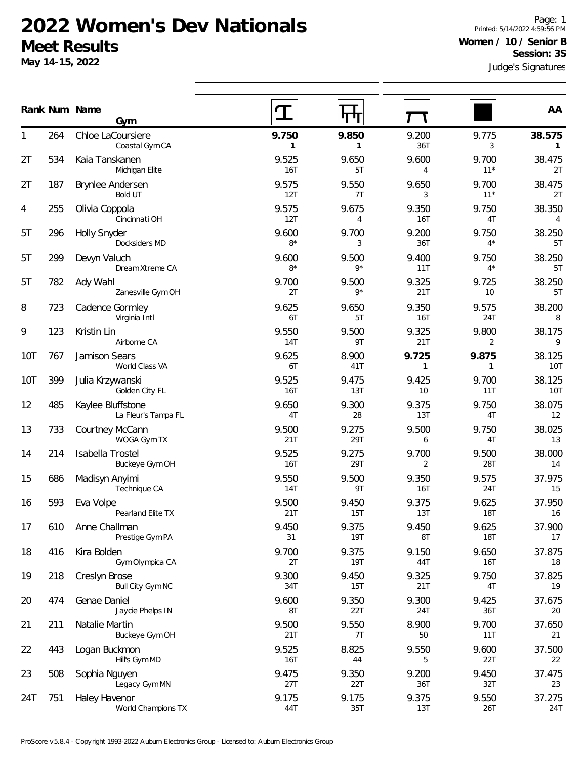# 2022 Women's Dev Nationals

## Meet Results

**May 14-15, 2022**

Page: 1
Printed: 5/14/2022 4:59:56 PM

**Women / 10 / Senior B**
**Session: 3S**

Judge's Signatures

| Rank | Num | Name / Gym | Vault | Bars | Beam | Floor | AA |
|---|---|---|---|---|---|---|---|
| 1 | 264 | Chloe LaCoursiere<br>Coastal Gym CA | **9.750**<br>**1** | **9.850**<br>**1** | 9.200<br>36T | 9.775<br>3 | **38.575**<br>**1** |
| 2T | 534 | Kaia Tanskanen<br>Michigan Elite | 9.525<br>16T | 9.650<br>5T | 9.600<br>4 | 9.700<br>11* | 38.475<br>2T |
| 2T | 187 | Brynlee Andersen<br>Bold UT | 9.575<br>12T | 9.550<br>7T | 9.650<br>3 | 9.700<br>11* | 38.475<br>2T |
| 4 | 255 | Olivia Coppola<br>Cincinnati OH | 9.575<br>12T | 9.675<br>4 | 9.350<br>16T | 9.750<br>4T | 38.350<br>4 |
| 5T | 296 | Holly Snyder<br>Docksiders MD | 9.600<br>8* | 9.700<br>3 | 9.200<br>36T | 9.750<br>4* | 38.250<br>5T |
| 5T | 299 | Devyn Valuch<br>DreamXtreme CA | 9.600<br>8* | 9.500<br>9* | 9.400<br>11T | 9.750<br>4* | 38.250<br>5T |
| 5T | 782 | Ady Wahl<br>Zanesville Gym OH | 9.700<br>2T | 9.500<br>9* | 9.325<br>21T | 9.725<br>10 | 38.250<br>5T |
| 8 | 723 | Cadence Gormley<br>Virginia Intl | 9.625<br>6T | 9.650<br>5T | 9.350<br>16T | 9.575<br>24T | 38.200<br>8 |
| 9 | 123 | Kristin Lin<br>Airborne CA | 9.550<br>14T | 9.500<br>9T | 9.325<br>21T | 9.800<br>2 | 38.175<br>9 |
| 10T | 767 | Jamison Sears<br>World Class VA | 9.625<br>6T | 8.900<br>41T | **9.725**<br>**1** | **9.875**<br>**1** | 38.125<br>10T |
| 10T | 399 | Julia Krzywanski<br>Golden City FL | 9.525<br>16T | 9.475<br>13T | 9.425<br>10 | 9.700<br>11T | 38.125<br>10T |
| 12 | 485 | Kaylee Bluffstone<br>La Fleur's Tampa FL | 9.650<br>4T | 9.300<br>28 | 9.375<br>13T | 9.750<br>4T | 38.075<br>12 |
| 13 | 733 | Courtney McCann<br>WOGA Gym TX | 9.500<br>21T | 9.275<br>29T | 9.500<br>6 | 9.750<br>4T | 38.025<br>13 |
| 14 | 214 | Isabella Trostel<br>Buckeye Gym OH | 9.525<br>16T | 9.275<br>29T | 9.700<br>2 | 9.500<br>28T | 38.000<br>14 |
| 15 | 686 | Madisyn Anyimi<br>Technique CA | 9.550<br>14T | 9.500<br>9T | 9.350<br>16T | 9.575<br>24T | 37.975<br>15 |
| 16 | 593 | Eva Volpe<br>Pearland Elite TX | 9.500<br>21T | 9.450<br>15T | 9.375<br>13T | 9.625<br>18T | 37.950<br>16 |
| 17 | 610 | Anne Challman<br>Prestige Gym PA | 9.450<br>31 | 9.375<br>19T | 9.450<br>8T | 9.625<br>18T | 37.900<br>17 |
| 18 | 416 | Kira Bolden<br>Gym Olympica CA | 9.700<br>2T | 9.375<br>19T | 9.150<br>44T | 9.650<br>16T | 37.875<br>18 |
| 19 | 218 | Creslyn Brose<br>Bull City Gym NC | 9.300<br>34T | 9.450<br>15T | 9.325<br>21T | 9.750<br>4T | 37.825<br>19 |
| 20 | 474 | Genae Daniel<br>Jaycie Phelps IN | 9.600<br>8T | 9.350<br>22T | 9.300<br>24T | 9.425<br>36T | 37.675<br>20 |
| 21 | 211 | Natalie Martin<br>Buckeye Gym OH | 9.500<br>21T | 9.550<br>7T | 8.900<br>50 | 9.700<br>11T | 37.650<br>21 |
| 22 | 443 | Logan Buckmon<br>Hill's Gym MD | 9.525<br>16T | 8.825<br>44 | 9.550<br>5 | 9.600<br>22T | 37.500<br>22 |
| 23 | 508 | Sophia Nguyen<br>Legacy Gym MN | 9.475<br>27T | 9.350<br>22T | 9.200<br>36T | 9.450<br>32T | 37.475<br>23 |
| 24T | 751 | Haley Havenor<br>World Champions TX | 9.175<br>44T | 9.175<br>35T | 9.375<br>13T | 9.550<br>26T | 37.275<br>24T |

ProScore v5.8.4 - Copyright 1993-2022 Auburn Electronics Group - Licensed to: Auburn Electronics Group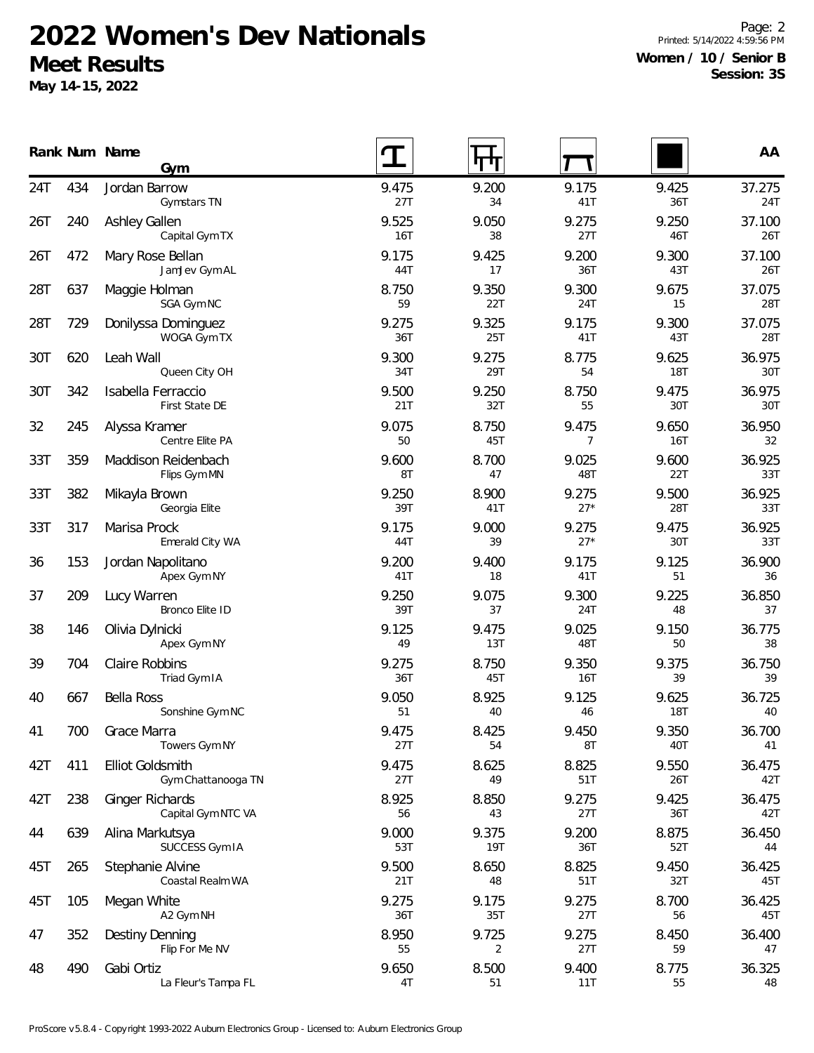# 2022 Women's Dev Nationals

## Meet Results

**May 14-15, 2022**

Page: 2
Printed: 5/14/2022 4:59:56 PM

**Women / 10 / Senior B**
**Session: 3S**

| Rank | Num | Name / Gym | Vault | Bars | Beam | Floor | AA |
|---|---|---|---|---|---|---|---|
| 24T | 434 | Jordan Barrow<br>Gymstars TN | 9.475<br>27T | 9.200<br>34 | 9.175<br>41T | 9.425<br>36T | 37.275<br>24T |
| 26T | 240 | Ashley Gallen<br>Capital Gym TX | 9.525<br>16T | 9.050<br>38 | 9.275<br>27T | 9.250<br>46T | 37.100<br>26T |
| 26T | 472 | Mary Rose Bellan<br>JamJev Gym AL | 9.175<br>44T | 9.425<br>17 | 9.200<br>36T | 9.300<br>43T | 37.100<br>26T |
| 28T | 637 | Maggie Holman<br>SGA Gym NC | 8.750<br>59 | 9.350<br>22T | 9.300<br>24T | 9.675<br>15 | 37.075<br>28T |
| 28T | 729 | Donilyssa Dominguez<br>WOGA Gym TX | 9.275<br>36T | 9.325<br>25T | 9.175<br>41T | 9.300<br>43T | 37.075<br>28T |
| 30T | 620 | Leah Wall<br>Queen City OH | 9.300<br>34T | 9.275<br>29T | 8.775<br>54 | 9.625<br>18T | 36.975<br>30T |
| 30T | 342 | Isabella Ferraccio<br>First State DE | 9.500<br>21T | 9.250<br>32T | 8.750<br>55 | 9.475<br>30T | 36.975<br>30T |
| 32 | 245 | Alyssa Kramer<br>Centre Elite PA | 9.075<br>50 | 8.750<br>45T | 9.475<br>7 | 9.650<br>16T | 36.950<br>32 |
| 33T | 359 | Maddison Reidenbach<br>Flips Gym MN | 9.600<br>8T | 8.700<br>47 | 9.025<br>48T | 9.600<br>22T | 36.925<br>33T |
| 33T | 382 | Mikayla Brown<br>Georgia Elite | 9.250<br>39T | 8.900<br>41T | 9.275<br>27* | 9.500<br>28T | 36.925<br>33T |
| 33T | 317 | Marisa Prock<br>Emerald City WA | 9.175<br>44T | 9.000<br>39 | 9.275<br>27* | 9.475<br>30T | 36.925<br>33T |
| 36 | 153 | Jordan Napolitano<br>Apex Gym NY | 9.200<br>41T | 9.400<br>18 | 9.175<br>41T | 9.125<br>51 | 36.900<br>36 |
| 37 | 209 | Lucy Warren<br>Bronco Elite ID | 9.250<br>39T | 9.075<br>37 | 9.300<br>24T | 9.225<br>48 | 36.850<br>37 |
| 38 | 146 | Olivia Dylnicki<br>Apex Gym NY | 9.125<br>49 | 9.475<br>13T | 9.025<br>48T | 9.150<br>50 | 36.775<br>38 |
| 39 | 704 | Claire Robbins<br>Triad Gym IA | 9.275<br>36T | 8.750<br>45T | 9.350<br>16T | 9.375<br>39 | 36.750<br>39 |
| 40 | 667 | Bella Ross<br>Sonshine Gym NC | 9.050<br>51 | 8.925<br>40 | 9.125<br>46 | 9.625<br>18T | 36.725<br>40 |
| 41 | 700 | Grace Marra<br>Towers Gym NY | 9.475<br>27T | 8.425<br>54 | 9.450<br>8T | 9.350<br>40T | 36.700<br>41 |
| 42T | 411 | Elliot Goldsmith<br>Gym Chattanooga TN | 9.475<br>27T | 8.625<br>49 | 8.825<br>51T | 9.550<br>26T | 36.475<br>42T |
| 42T | 238 | Ginger Richards<br>Capital Gym NTC VA | 8.925<br>56 | 8.850<br>43 | 9.275<br>27T | 9.425<br>36T | 36.475<br>42T |
| 44 | 639 | Alina Markutsya<br>SUCCESS Gym IA | 9.000<br>53T | 9.375<br>19T | 9.200<br>36T | 8.875<br>52T | 36.450<br>44 |
| 45T | 265 | Stephanie Alvine<br>Coastal Realm WA | 9.500<br>21T | 8.650<br>48 | 8.825<br>51T | 9.450<br>32T | 36.425<br>45T |
| 45T | 105 | Megan White<br>A2 Gym NH | 9.275<br>36T | 9.175<br>35T | 9.275<br>27T | 8.700<br>56 | 36.425<br>45T |
| 47 | 352 | Destiny Denning<br>Flip For Me NV | 8.950<br>55 | 9.725<br>2 | 9.275<br>27T | 8.450<br>59 | 36.400<br>47 |
| 48 | 490 | Gabi Ortiz<br>La Fleur's Tampa FL | 9.650<br>4T | 8.500<br>51 | 9.400<br>11T | 8.775<br>55 | 36.325<br>48 |

ProScore v5.8.4 - Copyright 1993-2022 Auburn Electronics Group - Licensed to: Auburn Electronics Group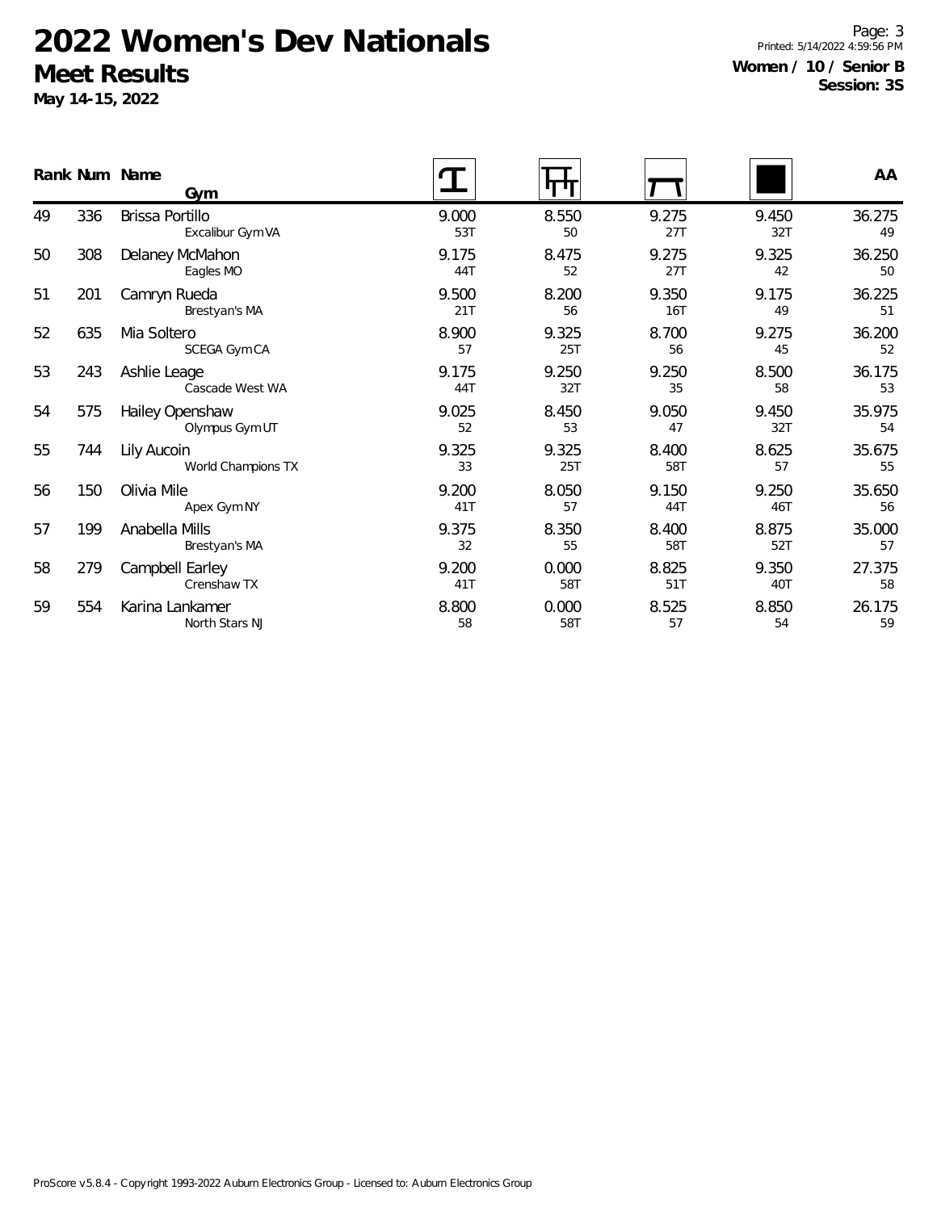# 2022 Women's Dev Nationals

## Meet Results

**May 14-15, 2022**

**Women / 10 / Senior B**
**Session: 3S**

| Rank | Num | Name / Gym | Vault | Bars | Beam | Floor | AA |
|---|---|---|---|---|---|---|---|
| 49 | 336 | Brissa Portillo<br>Excalibur Gym VA | 9.000<br>53T | 8.550<br>50 | 9.275<br>27T | 9.450<br>32T | 36.275<br>49 |
| 50 | 308 | Delaney McMahon<br>Eagles MO | 9.175<br>44T | 8.475<br>52 | 9.275<br>27T | 9.325<br>42 | 36.250<br>50 |
| 51 | 201 | Camryn Rueda<br>Brestyan's MA | 9.500<br>21T | 8.200<br>56 | 9.350<br>16T | 9.175<br>49 | 36.225<br>51 |
| 52 | 635 | Mia Soltero<br>SCEGA Gym CA | 8.900<br>57 | 9.325<br>25T | 8.700<br>56 | 9.275<br>45 | 36.200<br>52 |
| 53 | 243 | Ashlie Leage<br>Cascade West WA | 9.175<br>44T | 9.250<br>32T | 9.250<br>35 | 8.500<br>58 | 36.175<br>53 |
| 54 | 575 | Hailey Openshaw<br>Olympus Gym UT | 9.025<br>52 | 8.450<br>53 | 9.050<br>47 | 9.450<br>32T | 35.975<br>54 |
| 55 | 744 | Lily Aucoin<br>World Champions TX | 9.325<br>33 | 9.325<br>25T | 8.400<br>58T | 8.625<br>57 | 35.675<br>55 |
| 56 | 150 | Olivia Mile<br>Apex Gym NY | 9.200<br>41T | 8.050<br>57 | 9.150<br>44T | 9.250<br>46T | 35.650<br>56 |
| 57 | 199 | Anabella Mills<br>Brestyan's MA | 9.375<br>32 | 8.350<br>55 | 8.400<br>58T | 8.875<br>52T | 35.000<br>57 |
| 58 | 279 | Campbell Earley<br>Crenshaw TX | 9.200<br>41T | 0.000<br>58T | 8.825<br>51T | 9.350<br>40T | 27.375<br>58 |
| 59 | 554 | Karina Lankamer<br>North Stars NJ | 8.800<br>58 | 0.000<br>58T | 8.525<br>57 | 8.850<br>54 | 26.175<br>59 |